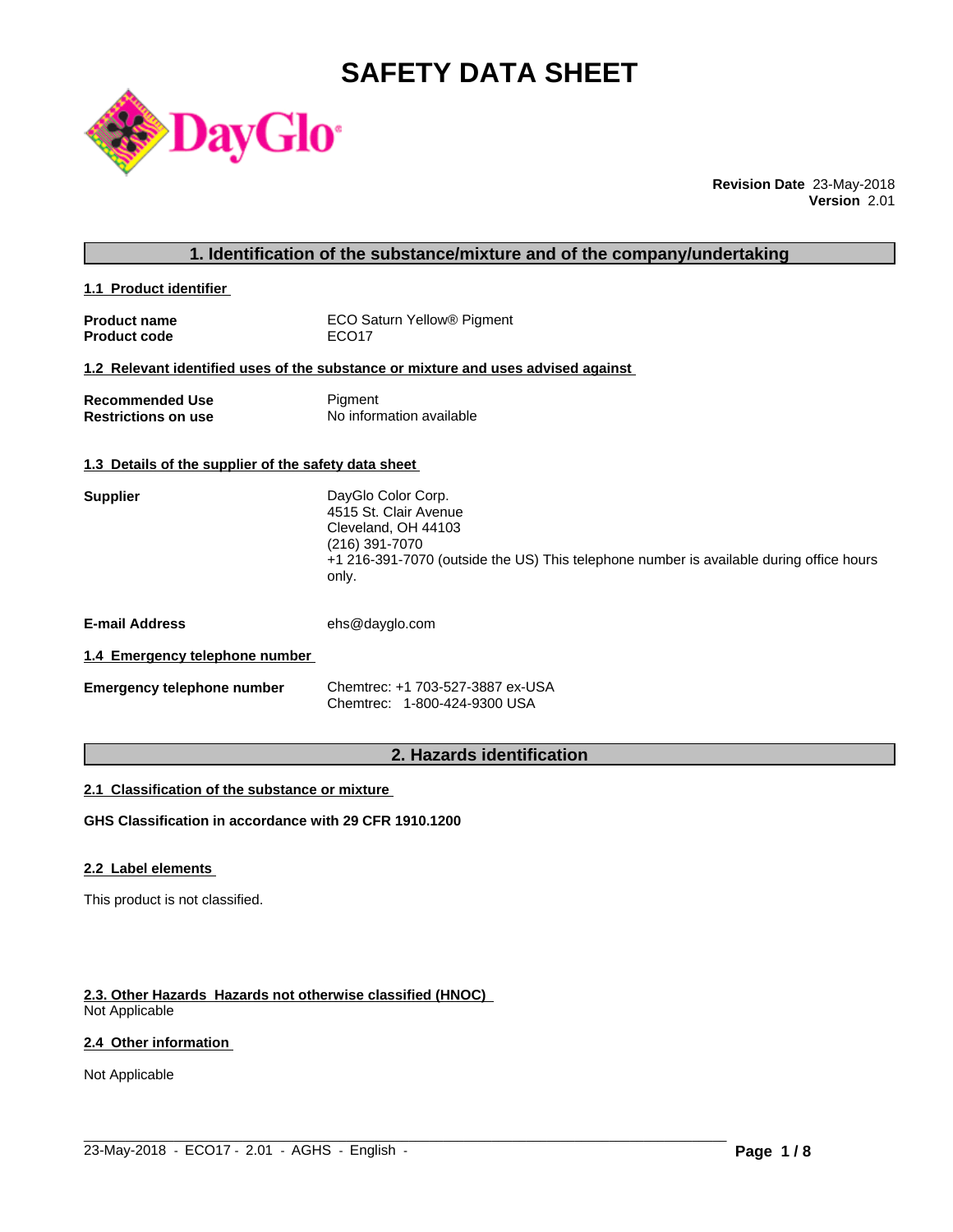# SAFETY DATA SHEET

**Revision Date** 23-May-2018
**Version** 2.01

## 1. Identification of the substance/mixture and of the company/undertaking

### 1.1 Product identifier

| | |
|---|---|
| **Product name** | ECO Saturn Yellow® Pigment |
| **Product code** | ECO17 |

### 1.2 Relevant identified uses of the substance or mixture and uses advised against

| | |
|---|---|
| **Recommended Use** | Pigment |
| **Restrictions on use** | No information available |

### 1.3 Details of the supplier of the safety data sheet

| | |
|---|---|
| **Supplier** | DayGlo Color Corp.<br>4515 St. Clair Avenue<br>Cleveland, OH 44103<br>(216) 391-7070<br>+1 216-391-7070 (outside the US) This telephone number is available during office hours only. |
| **E-mail Address** | ehs@dayglo.com |

### 1.4 Emergency telephone number

| | |
|---|---|
| **Emergency telephone number** | Chemtrec: +1 703-527-3887 ex-USA<br>Chemtrec: 1-800-424-9300 USA |

## 2. Hazards identification

### 2.1 Classification of the substance or mixture

**GHS Classification in accordance with 29 CFR 1910.1200**

### 2.2 Label elements

This product is not classified.

### 2.3. Other Hazards Hazards not otherwise classified (HNOC)

Not Applicable

### 2.4 Other information

Not Applicable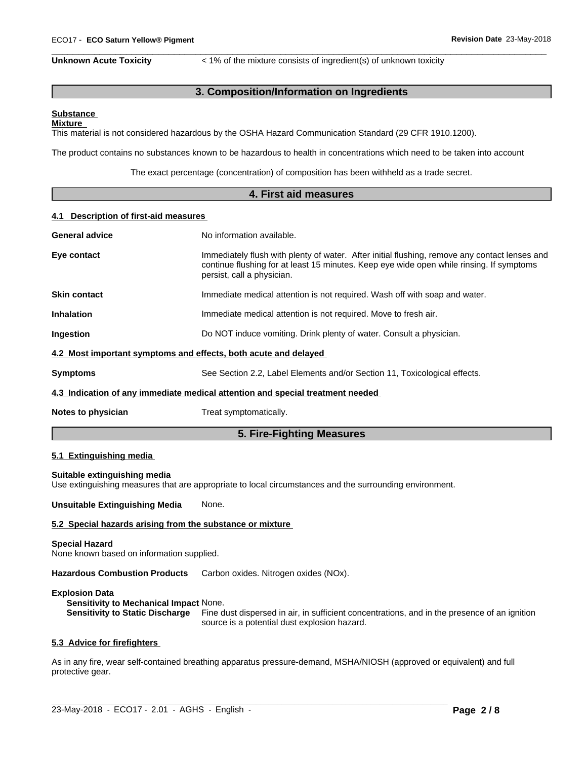**Unknown Acute Toxicity** < 1% of the mixture consists of ingredient(s) of unknown toxicity

## 3. Composition/Information on Ingredients

**Substance**
**Mixture**
This material is not considered hazardous by the OSHA Hazard Communication Standard (29 CFR 1910.1200).

The product contains no substances known to be hazardous to health in concentrations which need to be taken into account

The exact percentage (concentration) of composition has been withheld as a trade secret.

## 4. First aid measures

### 4.1 Description of first-aid measures

**General advice** No information available.

**Eye contact** Immediately flush with plenty of water. After initial flushing, remove any contact lenses and continue flushing for at least 15 minutes. Keep eye wide open while rinsing. If symptoms persist, call a physician.

**Skin contact** Immediate medical attention is not required. Wash off with soap and water.

**Inhalation** Immediate medical attention is not required. Move to fresh air.

**Ingestion** Do NOT induce vomiting. Drink plenty of water. Consult a physician.

### 4.2 Most important symptoms and effects, both acute and delayed

**Symptoms** See Section 2.2, Label Elements and/or Section 11, Toxicological effects.

### 4.3 Indication of any immediate medical attention and special treatment needed

**Notes to physician** Treat symptomatically.

## 5. Fire-Fighting Measures

### 5.1 Extinguishing media

**Suitable extinguishing media**
Use extinguishing measures that are appropriate to local circumstances and the surrounding environment.

**Unsuitable Extinguishing Media** None.

### 5.2 Special hazards arising from the substance or mixture

**Special Hazard**
None known based on information supplied.

**Hazardous Combustion Products** Carbon oxides. Nitrogen oxides (NOx).

**Explosion Data**
**Sensitivity to Mechanical Impact** None.
**Sensitivity to Static Discharge** Fine dust dispersed in air, in sufficient concentrations, and in the presence of an ignition source is a potential dust explosion hazard.

### 5.3 Advice for firefighters

As in any fire, wear self-contained breathing apparatus pressure-demand, MSHA/NIOSH (approved or equivalent) and full protective gear.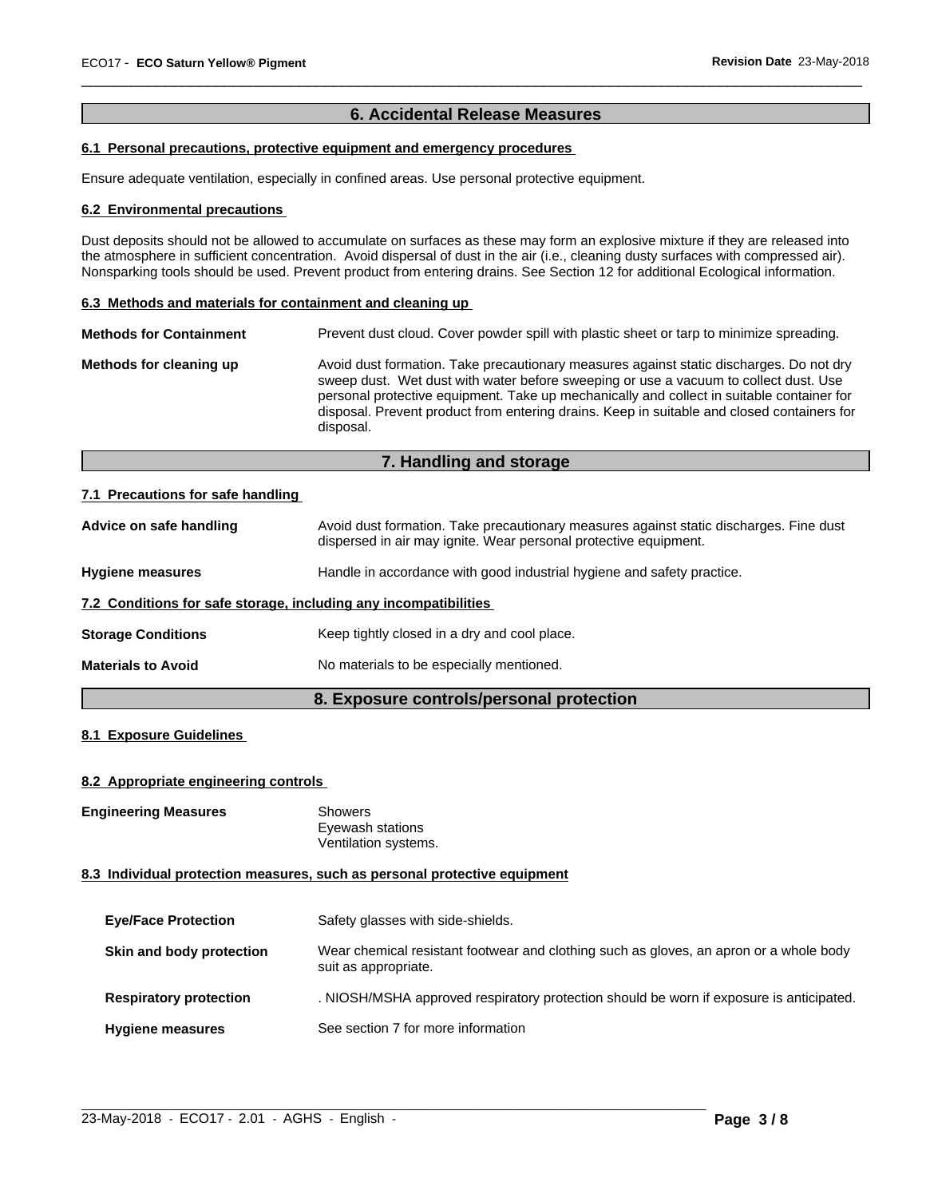## 6. Accidental Release Measures

### 6.1 Personal precautions, protective equipment and emergency procedures

Ensure adequate ventilation, especially in confined areas. Use personal protective equipment.

### 6.2 Environmental precautions

Dust deposits should not be allowed to accumulate on surfaces as these may form an explosive mixture if they are released into the atmosphere in sufficient concentration. Avoid dispersal of dust in the air (i.e., cleaning dusty surfaces with compressed air). Nonsparking tools should be used. Prevent product from entering drains. See Section 12 for additional Ecological information.

### 6.3 Methods and materials for containment and cleaning up

**Methods for Containment** Prevent dust cloud. Cover powder spill with plastic sheet or tarp to minimize spreading.

**Methods for cleaning up** Avoid dust formation. Take precautionary measures against static discharges. Do not dry sweep dust. Wet dust with water before sweeping or use a vacuum to collect dust. Use personal protective equipment. Take up mechanically and collect in suitable container for disposal. Prevent product from entering drains. Keep in suitable and closed containers for disposal.

## 7. Handling and storage

### 7.1 Precautions for safe handling

**Advice on safe handling** Avoid dust formation. Take precautionary measures against static discharges. Fine dust dispersed in air may ignite. Wear personal protective equipment.

**Hygiene measures** Handle in accordance with good industrial hygiene and safety practice.

### 7.2 Conditions for safe storage, including any incompatibilities

**Storage Conditions** Keep tightly closed in a dry and cool place.

**Materials to Avoid** No materials to be especially mentioned.

## 8. Exposure controls/personal protection

### 8.1 Exposure Guidelines

### 8.2 Appropriate engineering controls

**Engineering Measures** Showers
Eyewash stations
Ventilation systems.

### 8.3 Individual protection measures, such as personal protective equipment

**Eye/Face Protection** Safety glasses with side-shields.

**Skin and body protection** Wear chemical resistant footwear and clothing such as gloves, an apron or a whole body suit as appropriate.

**Respiratory protection** . NIOSH/MSHA approved respiratory protection should be worn if exposure is anticipated.

**Hygiene measures** See section 7 for more information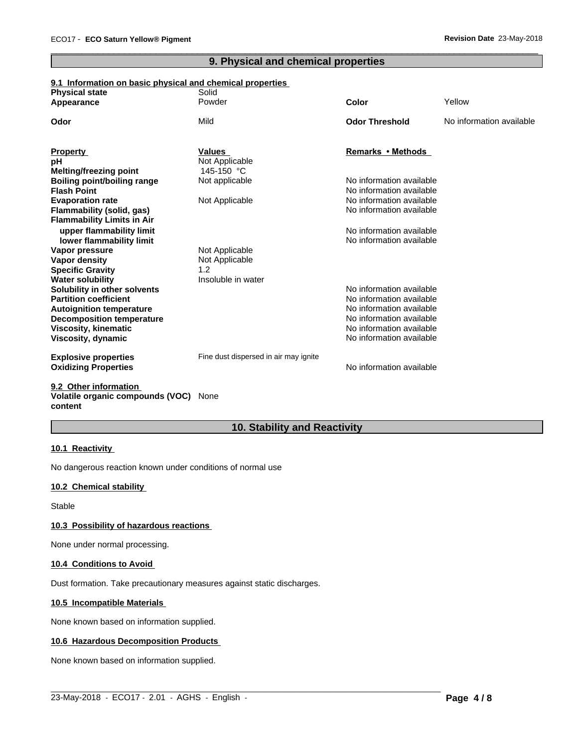## 9. Physical and chemical properties

### 9.1 Information on basic physical and chemical properties

| | | | |
|---|---|---|---|
| **Physical state** | Solid | | |
| **Appearance** | Powder | **Color** | Yellow |
| **Odor** | Mild | **Odor Threshold** | No information available |

| **Property** | **Values** | **Remarks • Methods** |
|---|---|---|
| **pH** | Not Applicable | |
| **Melting/freezing point** | 145-150 °C | |
| **Boiling point/boiling range** | Not applicable | No information available |
| **Flash Point** | | No information available |
| **Evaporation rate** | Not Applicable | No information available |
| **Flammability (solid, gas)** | | No information available |
| **Flammability Limits in Air** | | |
| **upper flammability limit** | | No information available |
| **lower flammability limit** | | No information available |
| **Vapor pressure** | Not Applicable | |
| **Vapor density** | Not Applicable | |
| **Specific Gravity** | 1.2 | |
| **Water solubility** | Insoluble in water | |
| **Solubility in other solvents** | | No information available |
| **Partition coefficient** | | No information available |
| **Autoignition temperature** | | No information available |
| **Decomposition temperature** | | No information available |
| **Viscosity, kinematic** | | No information available |
| **Viscosity, dynamic** | | No information available |
| **Explosive properties** | Fine dust dispersed in air may ignite | |
| **Oxidizing Properties** | | No information available |

### 9.2 Other information

**Volatile organic compounds (VOC) content** None

## 10. Stability and Reactivity

### 10.1 Reactivity

No dangerous reaction known under conditions of normal use

### 10.2 Chemical stability

Stable

### 10.3 Possibility of hazardous reactions

None under normal processing.

### 10.4 Conditions to Avoid

Dust formation. Take precautionary measures against static discharges.

### 10.5 Incompatible Materials

None known based on information supplied.

### 10.6 Hazardous Decomposition Products

None known based on information supplied.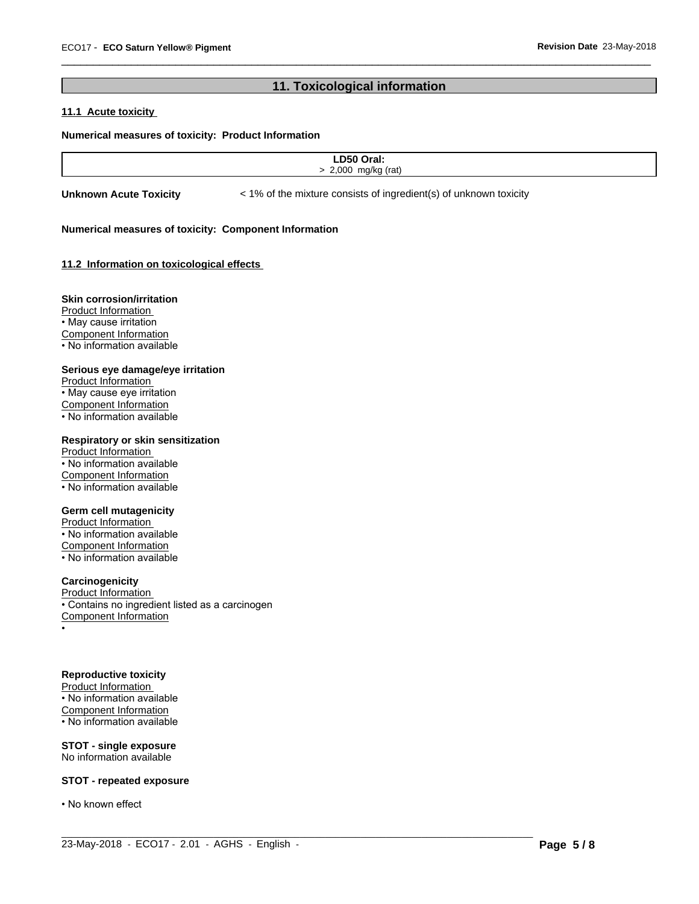## 11. Toxicological information

### 11.1 Acute toxicity

**Numerical measures of toxicity: Product Information**

| LD50 Oral: |
| --- |
| > 2,000 mg/kg (rat) |

**Unknown Acute Toxicity** < 1% of the mixture consists of ingredient(s) of unknown toxicity

**Numerical measures of toxicity: Component Information**

### 11.2 Information on toxicological effects

**Skin corrosion/irritation**

Product Information

- May cause irritation

Component Information

- No information available

**Serious eye damage/eye irritation**

Product Information

- May cause eye irritation

Component Information

- No information available

**Respiratory or skin sensitization**

Product Information

- No information available

Component Information

- No information available

**Germ cell mutagenicity**

Product Information

- No information available

Component Information

- No information available

**Carcinogenicity**

Product Information

- Contains no ingredient listed as a carcinogen

Component Information

•

**Reproductive toxicity**

Product Information

- No information available

Component Information

- No information available

**STOT - single exposure**

No information available

**STOT - repeated exposure**

- No known effect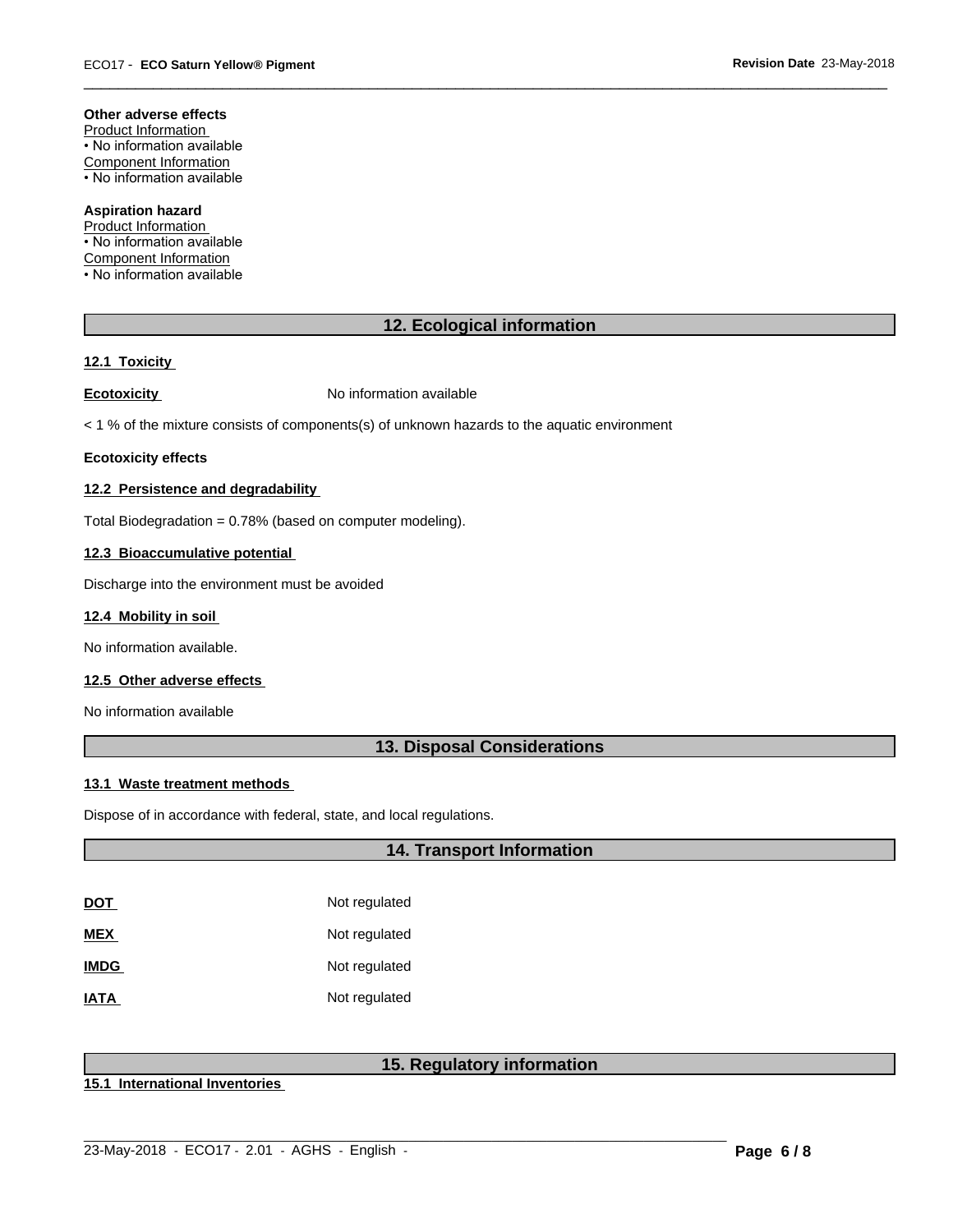**Other adverse effects**

Product Information

• No information available

Component Information

• No information available

**Aspiration hazard**

Product Information

• No information available

Component Information

• No information available

## 12. Ecological information

**12.1 Toxicity**

**Ecotoxicity** No information available

< 1 % of the mixture consists of components(s) of unknown hazards to the aquatic environment

**Ecotoxicity effects**

**12.2 Persistence and degradability**

Total Biodegradation = 0.78% (based on computer modeling).

**12.3 Bioaccumulative potential**

Discharge into the environment must be avoided

**12.4 Mobility in soil**

No information available.

**12.5 Other adverse effects**

No information available

## 13. Disposal Considerations

**13.1 Waste treatment methods**

Dispose of in accordance with federal, state, and local regulations.

## 14. Transport Information

| | |
|---|---|
| **DOT** | Not regulated |
| **MEX** | Not regulated |
| **IMDG** | Not regulated |
| **IATA** | Not regulated |

## 15. Regulatory information

**15.1 International Inventories**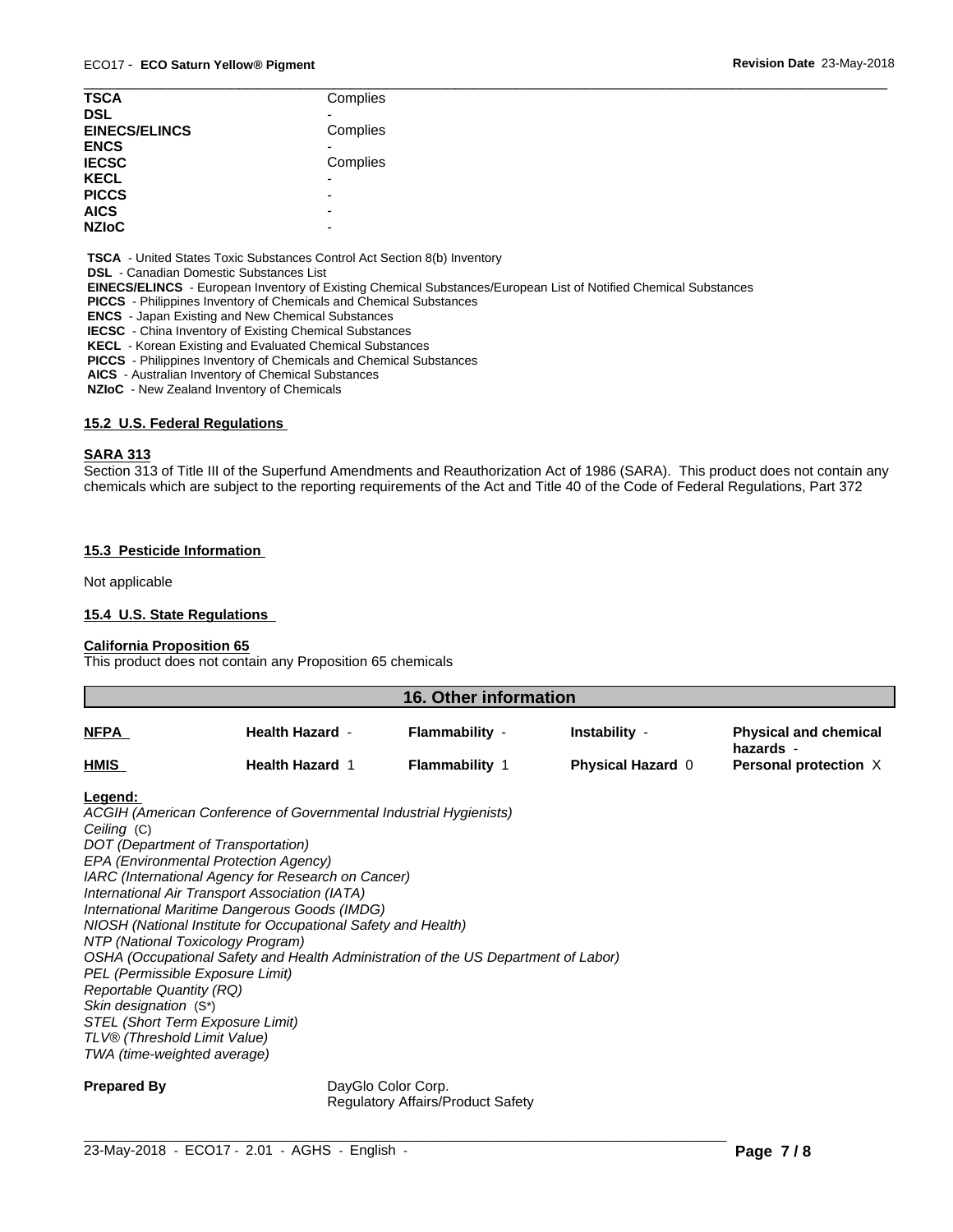| | |
|---|---|
| **TSCA** | Complies |
| **DSL** | - |
| **EINECS/ELINCS** | Complies |
| **ENCS** | - |
| **IECSC** | Complies |
| **KECL** | - |
| **PICCS** | - |
| **AICS** | - |
| **NZIoC** | - |

**TSCA** - United States Toxic Substances Control Act Section 8(b) Inventory
**DSL** - Canadian Domestic Substances List
**EINECS/ELINCS** - European Inventory of Existing Chemical Substances/European List of Notified Chemical Substances
**PICCS** - Philippines Inventory of Chemicals and Chemical Substances
**ENCS** - Japan Existing and New Chemical Substances
**IECSC** - China Inventory of Existing Chemical Substances
**KECL** - Korean Existing and Evaluated Chemical Substances
**PICCS** - Philippines Inventory of Chemicals and Chemical Substances
**AICS** - Australian Inventory of Chemical Substances
**NZIoC** - New Zealand Inventory of Chemicals

### 15.2 U.S. Federal Regulations

**SARA 313**

Section 313 of Title III of the Superfund Amendments and Reauthorization Act of 1986 (SARA). This product does not contain any chemicals which are subject to the reporting requirements of the Act and Title 40 of the Code of Federal Regulations, Part 372

### 15.3 Pesticide Information

Not applicable

### 15.4 U.S. State Regulations

**California Proposition 65**

This product does not contain any Proposition 65 chemicals

## 16. Other information

| | | | | |
|---|---|---|---|---|
| **NFPA** | **Health Hazard** - | **Flammability** - | **Instability** - | **Physical and chemical hazards** - |
| **HMIS** | **Health Hazard** 1 | **Flammability** 1 | **Physical Hazard** 0 | **Personal protection** X |

**Legend:**

*ACGIH (American Conference of Governmental Industrial Hygienists)*
*Ceiling* (C)
*DOT (Department of Transportation)*
*EPA (Environmental Protection Agency)*
*IARC (International Agency for Research on Cancer)*
*International Air Transport Association (IATA)*
*International Maritime Dangerous Goods (IMDG)*
*NIOSH (National Institute for Occupational Safety and Health)*
*NTP (National Toxicology Program)*
*OSHA (Occupational Safety and Health Administration of the US Department of Labor)*
*PEL (Permissible Exposure Limit)*
*Reportable Quantity (RQ)*
*Skin designation* (S*)
*STEL (Short Term Exposure Limit)*
*TLV® (Threshold Limit Value)*
*TWA (time-weighted average)*

**Prepared By** DayGlo Color Corp.
Regulatory Affairs/Product Safety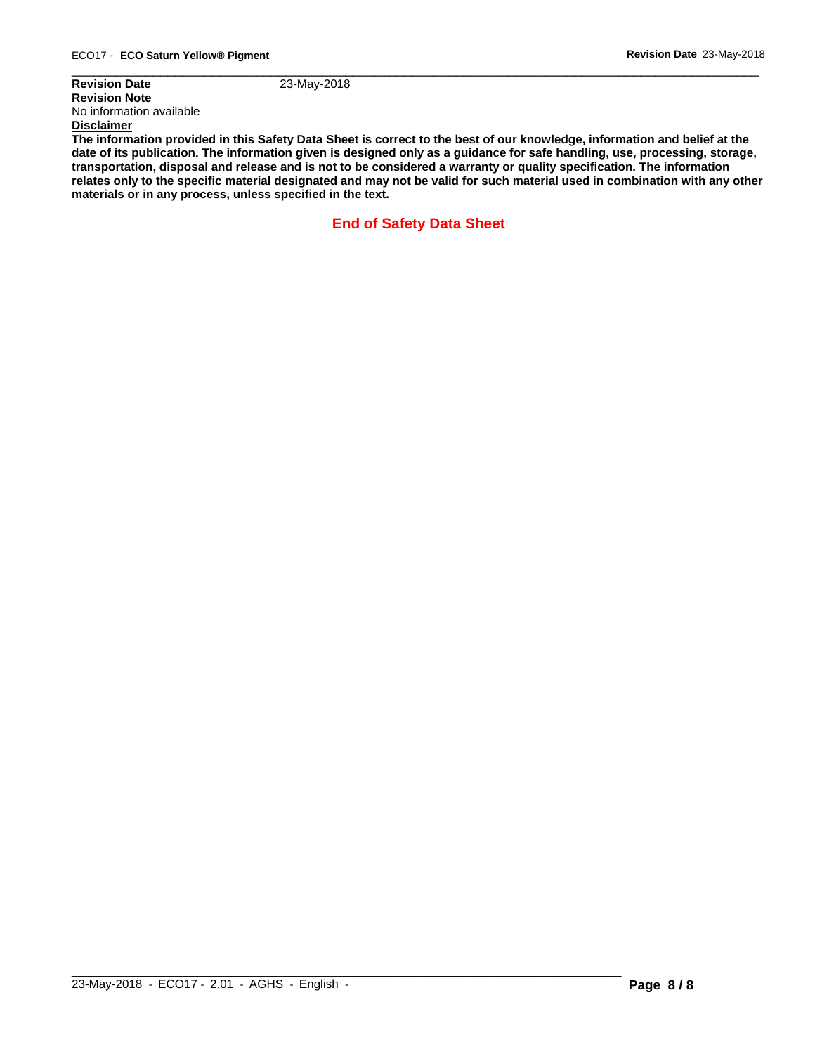**Revision Date** 23-May-2018

**Revision Note**

No information available

**Disclaimer**

**The information provided in this Safety Data Sheet is correct to the best of our knowledge, information and belief at the date of its publication. The information given is designed only as a guidance for safe handling, use, processing, storage, transportation, disposal and release and is not to be considered a warranty or quality specification. The information relates only to the specific material designated and may not be valid for such material used in combination with any other materials or in any process, unless specified in the text.**

**End of Safety Data Sheet**